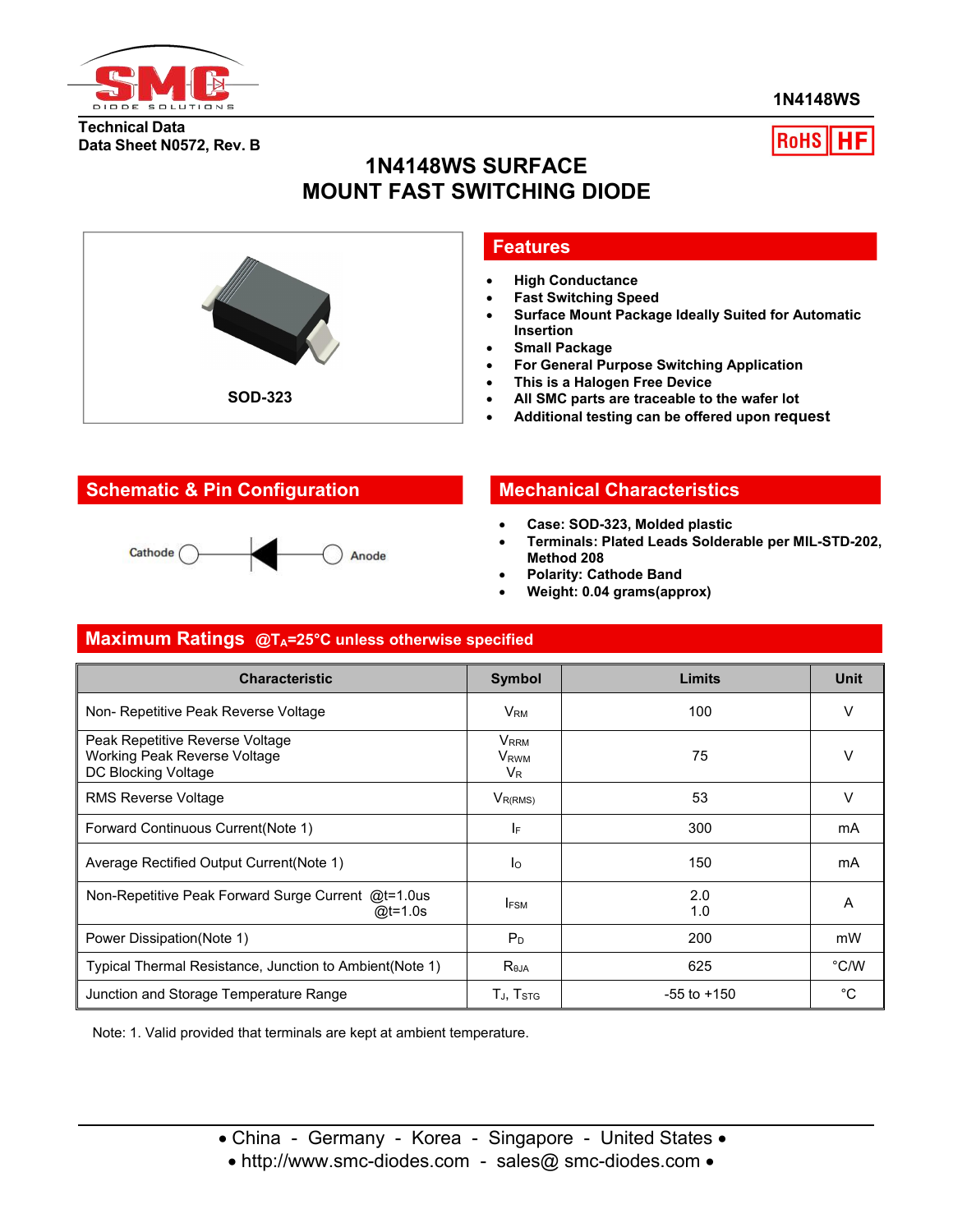1N4148WS

Technical Data
Data Sheet N0572, Rev. B

RoHS HF

# 1N4148WS SURFACE MOUNT FAST SWITCHING DIODE

SOD-323

## Features

- High Conductance
- Fast Switching Speed
- Surface Mount Package Ideally Suited for Automatic Insertion
- Small Package
- For General Purpose Switching Application
- This is a Halogen Free Device
- All SMC parts are traceable to the wafer lot
- Additional testing can be offered upon request

## Schematic & Pin Configuration

Cathode — Anode

## Mechanical Characteristics

- Case: SOD-323, Molded plastic
- Terminals: Plated Leads Solderable per MIL-STD-202, Method 208
- Polarity: Cathode Band
- Weight: 0.04 grams(approx)

## Maximum Ratings @$T_A$=25°C unless otherwise specified

| Characteristic | Symbol | Limits | Unit |
|---|---|---|---|
| Non- Repetitive Peak Reverse Voltage | $V_{RM}$ | 100 | V |
| Peak Repetitive Reverse Voltage<br>Working Peak Reverse Voltage<br>DC Blocking Voltage | $V_{RRM}$<br>$V_{RWM}$<br>$V_R$ | 75 | V |
| RMS Reverse Voltage | $V_{R(RMS)}$ | 53 | V |
| Forward Continuous Current(Note 1) | $I_F$ | 300 | mA |
| Average Rectified Output Current(Note 1) | $I_O$ | 150 | mA |
| Non-Repetitive Peak Forward Surge Current @t=1.0us<br>@t=1.0s | $I_{FSM}$ | 2.0<br>1.0 | A |
| Power Dissipation(Note 1) | $P_D$ | 200 | mW |
| Typical Thermal Resistance, Junction to Ambient(Note 1) | $R_{\theta JA}$ | 625 | °C/W |
| Junction and Storage Temperature Range | $T_J$, $T_{STG}$ | -55 to +150 | °C |

Note: 1. Valid provided that terminals are kept at ambient temperature.

• China - Germany - Korea - Singapore - United States •
• http://www.smc-diodes.com - sales@ smc-diodes.com •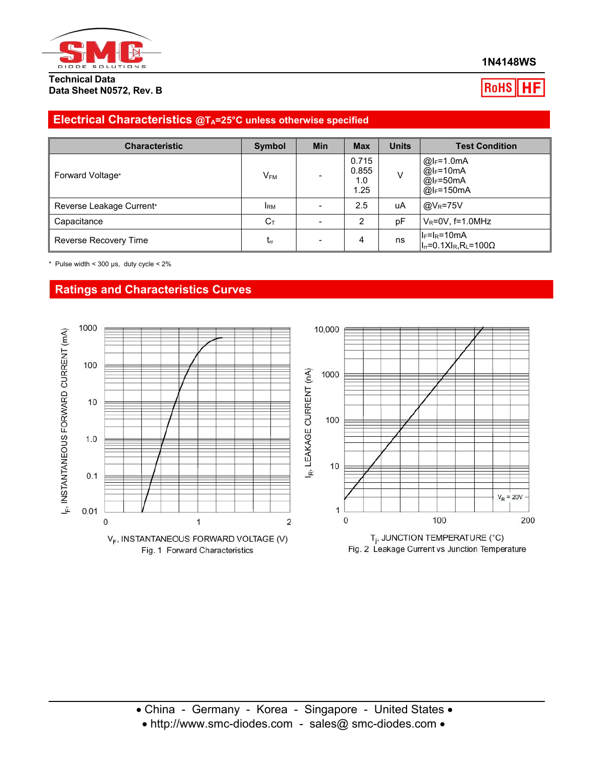**1N4148WS**

**Technical Data**
**Data Sheet N0572, Rev. B**

## Electrical Characteristics @$T_A$=25°C unless otherwise specified

| Characteristic | Symbol | Min | Max | Units | Test Condition |
|---|---|---|---|---|---|
| Forward Voltage* | $V_{FM}$ | - | 0.715<br>0.855<br>1.0<br>1.25 | V | @$I_F$=1.0mA<br>@$I_F$=10mA<br>@$I_F$=50mA<br>@$I_F$=150mA |
| Reverse Leakage Current* | $I_{RM}$ | - | 2.5 | uA | @$V_R$=75V |
| Capacitance | $C_T$ | - | 2 | pF | $V_R$=0V, f=1.0MHz |
| Reverse Recovery Time | $t_{rr}$ | - | 4 | ns | $I_F$=$I_R$=10mA<br>$I_{rr}$=0.1X$I_R$,$R_L$=100Ω |

\* Pulse width < 300 µs, duty cycle < 2%

## Ratings and Characteristics Curves

Fig. 1 Forward Characteristics

Fig. 2 Leakage Current vs Junction Temperature

• China - Germany - Korea - Singapore - United States •
• http://www.smc-diodes.com - sales@ smc-diodes.com •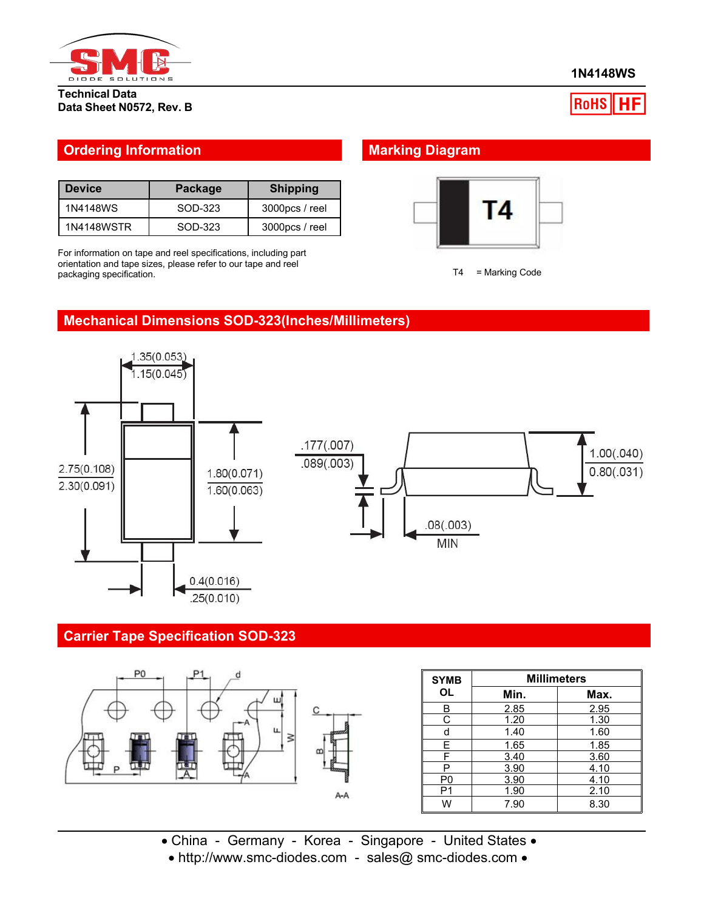1N4148WS

Technical Data
Data Sheet N0572, Rev. B

RoHS HF

## Ordering Information

| Device | Package | Shipping |
|---|---|---|
| 1N4148WS | SOD-323 | 3000pcs / reel |
| 1N4148WSTR | SOD-323 | 3000pcs / reel |

For information on tape and reel specifications, including part orientation and tape sizes, please refer to our tape and reel packaging specification.

## Marking Diagram

T4

T4 = Marking Code

## Mechanical Dimensions SOD-323(Inches/Millimeters)

1.35(0.053)
1.15(0.045)

2.75(0.108)
2.30(0.091)

1.80(0.071)
1.60(0.063)

0.4(0.016)
.25(0.010)

.177(.007)
.089(.003)

1.00(.040)
0.80(.031)

.08(.003)
MIN

## Carrier Tape Specification SOD-323

| SYMBOL | Millimeters | |
|---|---|---|
| | Min. | Max. |
| B | 2.85 | 2.95 |
| C | 1.20 | 1.30 |
| d | 1.40 | 1.60 |
| E | 1.65 | 1.85 |
| F | 3.40 | 3.60 |
| P | 3.90 | 4.10 |
| P0 | 3.90 | 4.10 |
| P1 | 1.90 | 2.10 |
| W | 7.90 | 8.30 |

• China - Germany - Korea - Singapore - United States •
• http://www.smc-diodes.com - sales@ smc-diodes.com •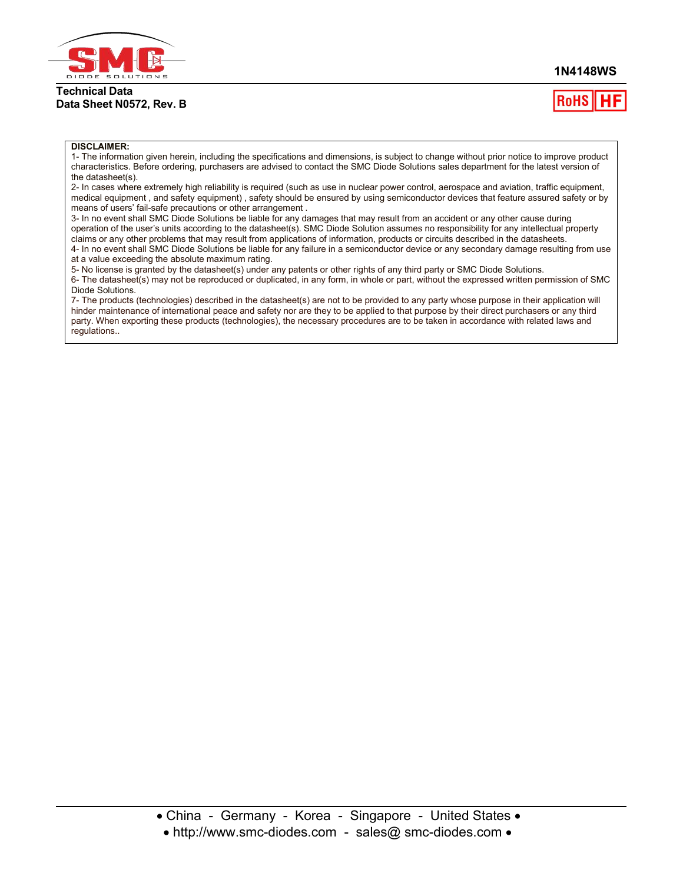**DISCLAIMER:**

1- The information given herein, including the specifications and dimensions, is subject to change without prior notice to improve product characteristics. Before ordering, purchasers are advised to contact the SMC Diode Solutions sales department for the latest version of the datasheet(s).

2- In cases where extremely high reliability is required (such as use in nuclear power control, aerospace and aviation, traffic equipment, medical equipment , and safety equipment) , safety should be ensured by using semiconductor devices that feature assured safety or by means of users' fail-safe precautions or other arrangement .

3- In no event shall SMC Diode Solutions be liable for any damages that may result from an accident or any other cause during operation of the user's units according to the datasheet(s). SMC Diode Solution assumes no responsibility for any intellectual property claims or any other problems that may result from applications of information, products or circuits described in the datasheets.

4- In no event shall SMC Diode Solutions be liable for any failure in a semiconductor device or any secondary damage resulting from use at a value exceeding the absolute maximum rating.

5- No license is granted by the datasheet(s) under any patents or other rights of any third party or SMC Diode Solutions.

6- The datasheet(s) may not be reproduced or duplicated, in any form, in whole or part, without the expressed written permission of SMC Diode Solutions.

7- The products (technologies) described in the datasheet(s) are not to be provided to any party whose purpose in their application will hinder maintenance of international peace and safety nor are they to be applied to that purpose by their direct purchasers or any third party. When exporting these products (technologies), the necessary procedures are to be taken in accordance with related laws and regulations..